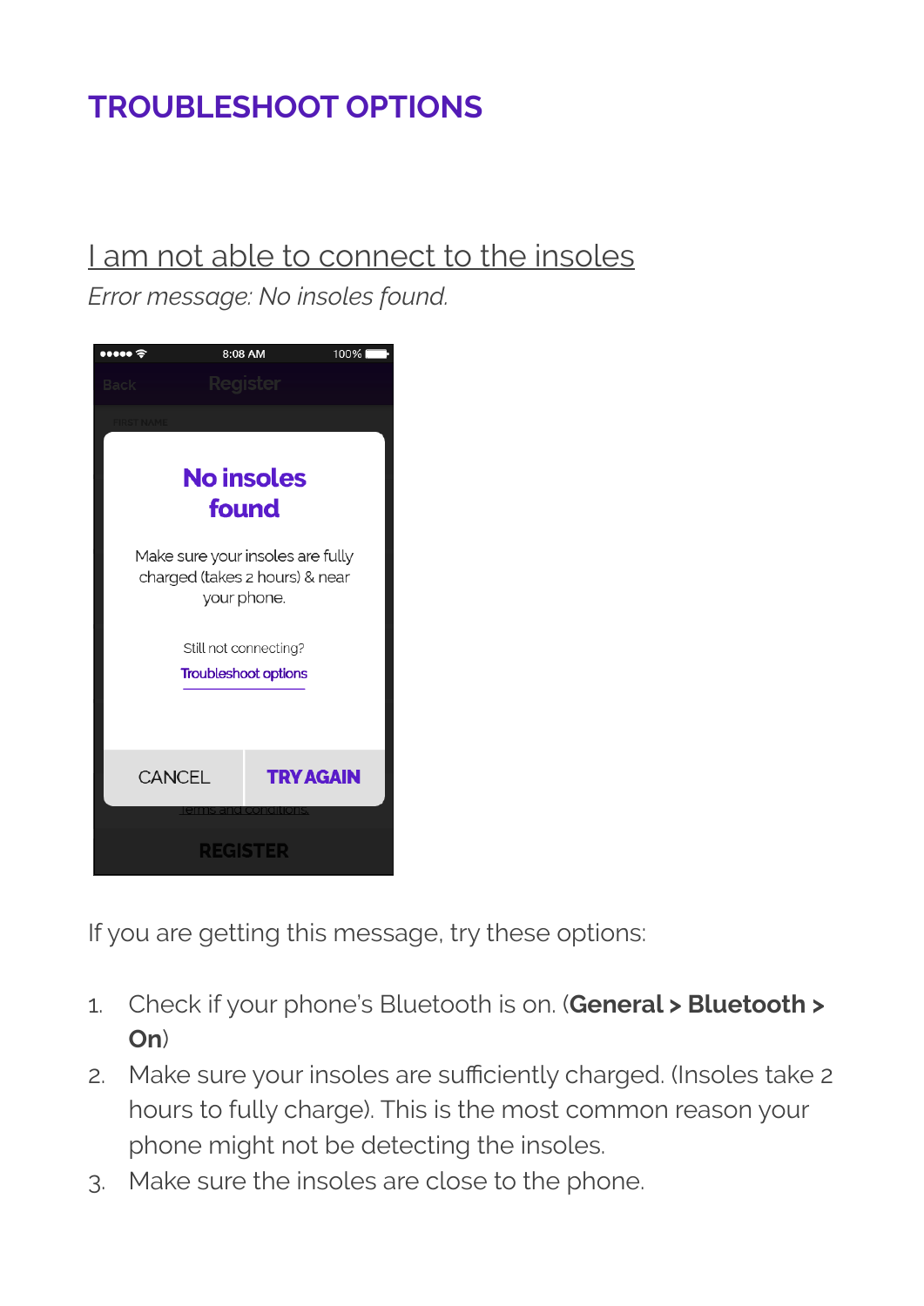# TROUBLESHOOT OPTIONS

## I am not able to connect to the insoles

*Error message: No insoles found.*

If you are getting this message, try these options:

1. Check if your phone's Bluetooth is on. (**General > Bluetooth > On**)
2. Make sure your insoles are sufficiently charged. (Insoles take 2 hours to fully charge). This is the most common reason your phone might not be detecting the insoles.
3. Make sure the insoles are close to the phone.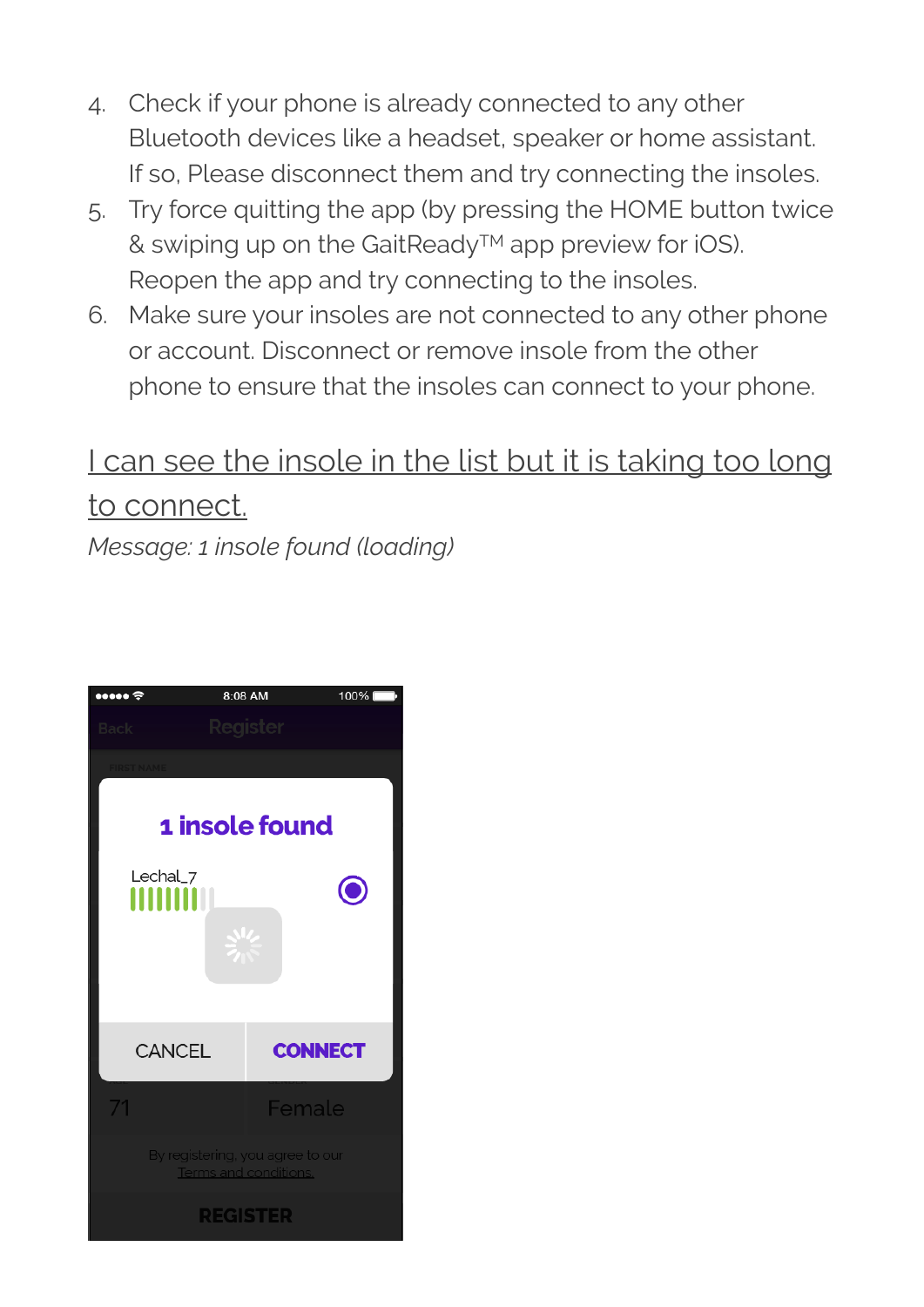4. Check if your phone is already connected to any other Bluetooth devices like a headset, speaker or home assistant. If so, Please disconnect them and try connecting the insoles.
5. Try force quitting the app (by pressing the HOME button twice & swiping up on the GaitReady™ app preview for iOS). Reopen the app and try connecting to the insoles.
6. Make sure your insoles are not connected to any other phone or account. Disconnect or remove insole from the other phone to ensure that the insoles can connect to your phone.

## I can see the insole in the list but it is taking too long to connect.

*Message: 1 insole found (loading)*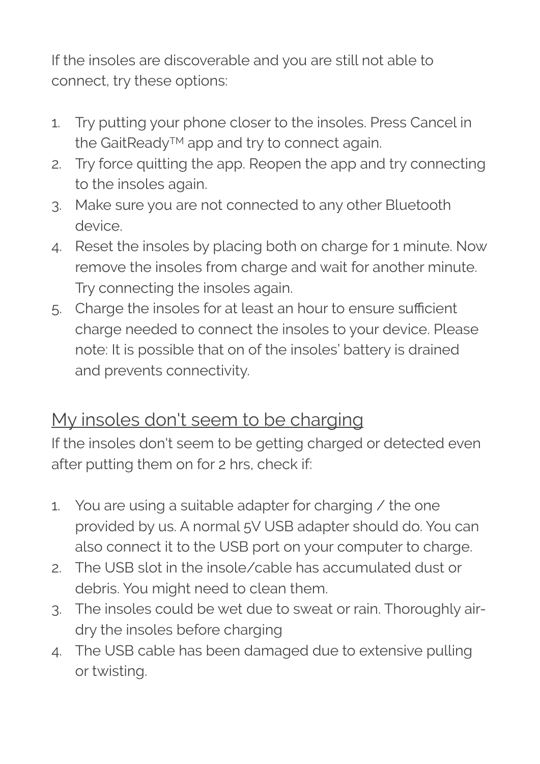If the insoles are discoverable and you are still not able to connect, try these options:

1. Try putting your phone closer to the insoles. Press Cancel in the GaitReady™ app and try to connect again.
2. Try force quitting the app. Reopen the app and try connecting to the insoles again.
3. Make sure you are not connected to any other Bluetooth device.
4. Reset the insoles by placing both on charge for 1 minute. Now remove the insoles from charge and wait for another minute. Try connecting the insoles again.
5. Charge the insoles for at least an hour to ensure sufficient charge needed to connect the insoles to your device. Please note: It is possible that on of the insoles' battery is drained and prevents connectivity.

## My insoles don't seem to be charging

If the insoles don't seem to be getting charged or detected even after putting them on for 2 hrs, check if:

1. You are using a suitable adapter for charging / the one provided by us. A normal 5V USB adapter should do. You can also connect it to the USB port on your computer to charge.
2. The USB slot in the insole/cable has accumulated dust or debris. You might need to clean them.
3. The insoles could be wet due to sweat or rain. Thoroughly air-dry the insoles before charging
4. The USB cable has been damaged due to extensive pulling or twisting.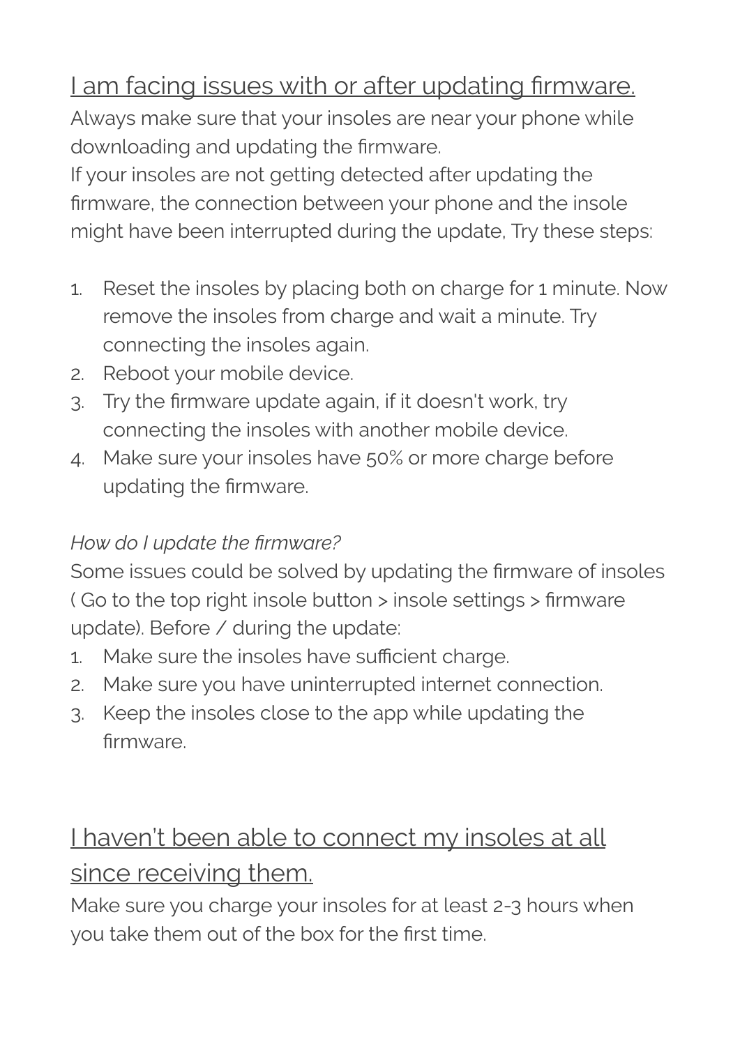## I am facing issues with or after updating firmware.

Always make sure that your insoles are near your phone while downloading and updating the firmware.
If your insoles are not getting detected after updating the firmware, the connection between your phone and the insole might have been interrupted during the update, Try these steps:

1. Reset the insoles by placing both on charge for 1 minute. Now remove the insoles from charge and wait a minute. Try connecting the insoles again.
2. Reboot your mobile device.
3. Try the firmware update again, if it doesn't work, try connecting the insoles with another mobile device.
4. Make sure your insoles have 50% or more charge before updating the firmware.

*How do I update the firmware?*
Some issues could be solved by updating the firmware of insoles ( Go to the top right insole button > insole settings > firmware update). Before / during the update:

1. Make sure the insoles have sufficient charge.
2. Make sure you have uninterrupted internet connection.
3. Keep the insoles close to the app while updating the firmware.

## I haven't been able to connect my insoles at all since receiving them.

Make sure you charge your insoles for at least 2-3 hours when you take them out of the box for the first time.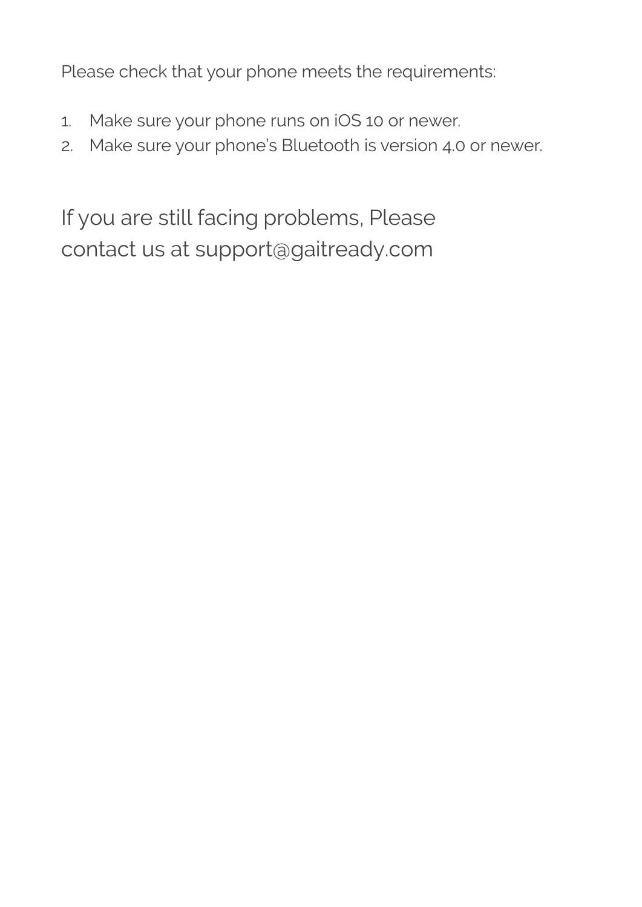Please check that your phone meets the requirements:

1. Make sure your phone runs on iOS 10 or newer.
2. Make sure your phone's Bluetooth is version 4.0 or newer.

If you are still facing problems, Please contact us at support@gaitready.com